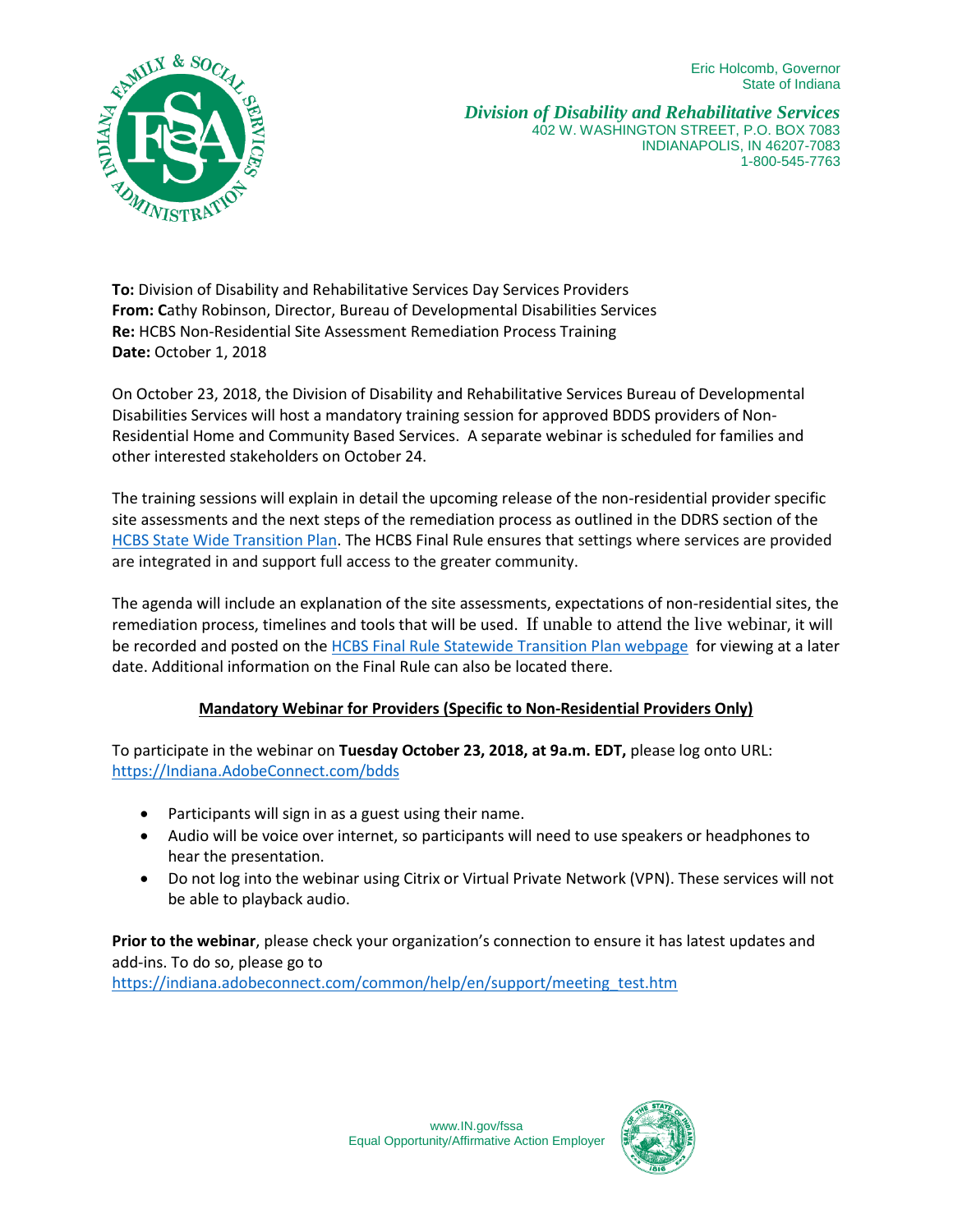Eric Holcomb, Governor
State of Indiana

***Division of Disability and Rehabilitative Services***
402 W. WASHINGTON STREET, P.O. BOX 7083
INDIANAPOLIS, IN 46207-7083
1-800-545-7763

**To:** Division of Disability and Rehabilitative Services Day Services Providers
**From:** **C**athy Robinson, Director, Bureau of Developmental Disabilities Services
**Re:** HCBS Non-Residential Site Assessment Remediation Process Training
**Date:** October 1, 2018

On October 23, 2018, the Division of Disability and Rehabilitative Services Bureau of Developmental Disabilities Services will host a mandatory training session for approved BDDS providers of Non-Residential Home and Community Based Services. A separate webinar is scheduled for families and other interested stakeholders on October 24.

The training sessions will explain in detail the upcoming release of the non-residential provider specific site assessments and the next steps of the remediation process as outlined in the DDRS section of the HCBS State Wide Transition Plan. The HCBS Final Rule ensures that settings where services are provided are integrated in and support full access to the greater community.

The agenda will include an explanation of the site assessments, expectations of non-residential sites, the remediation process, timelines and tools that will be used. If unable to attend the live webinar, it will be recorded and posted on the HCBS Final Rule Statewide Transition Plan webpage for viewing at a later date. Additional information on the Final Rule can also be located there.

## Mandatory Webinar for Providers (Specific to Non-Residential Providers Only)

To participate in the webinar on **Tuesday October 23, 2018, at 9a.m. EDT,** please log onto URL: https://Indiana.AdobeConnect.com/bdds

- Participants will sign in as a guest using their name.
- Audio will be voice over internet, so participants will need to use speakers or headphones to hear the presentation.
- Do not log into the webinar using Citrix or Virtual Private Network (VPN). These services will not be able to playback audio.

**Prior to the webinar**, please check your organization's connection to ensure it has latest updates and add-ins. To do so, please go to
https://indiana.adobeconnect.com/common/help/en/support/meeting_test.htm

www.IN.gov/fssa
Equal Opportunity/Affirmative Action Employer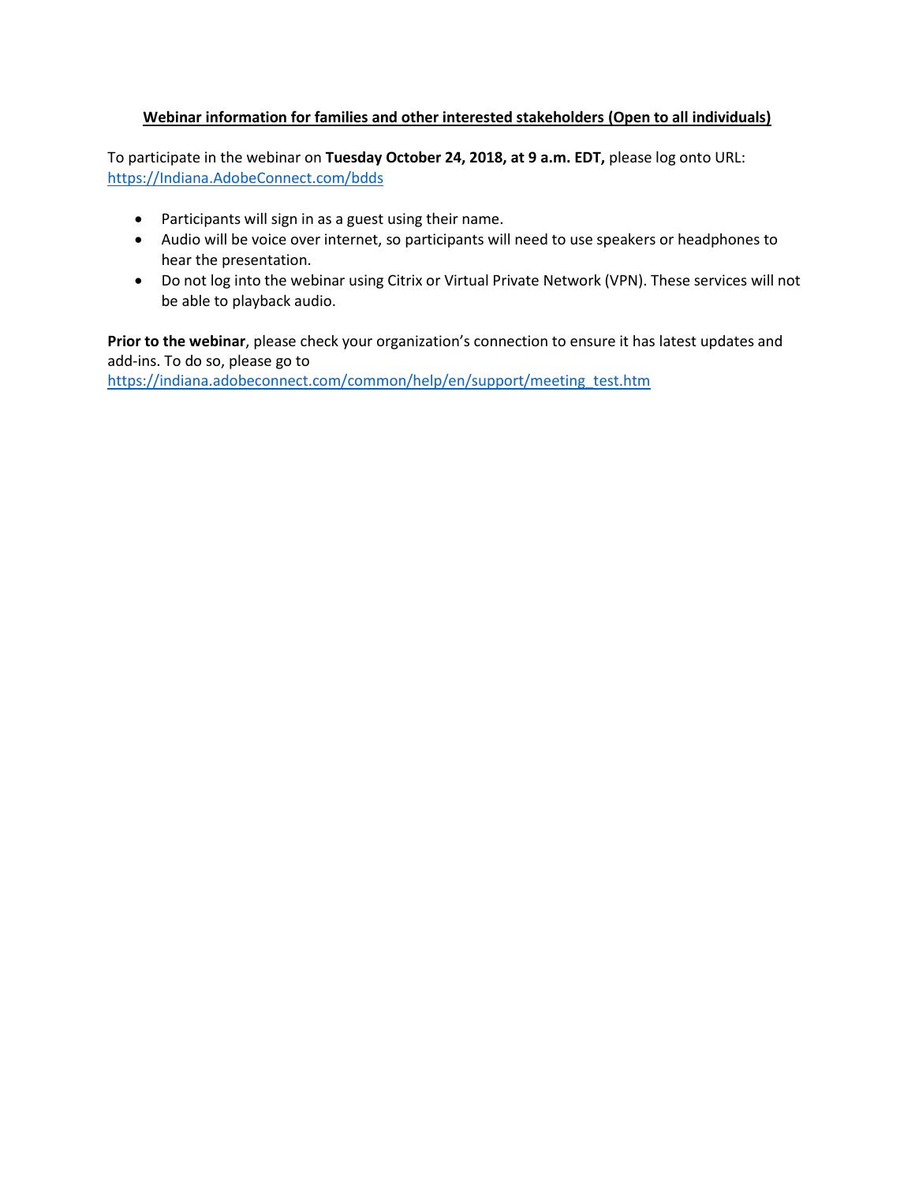**Webinar information for families and other interested stakeholders (Open to all individuals)**

To participate in the webinar on **Tuesday October 24, 2018, at 9 a.m. EDT,** please log onto URL: https://Indiana.AdobeConnect.com/bdds

- Participants will sign in as a guest using their name.
- Audio will be voice over internet, so participants will need to use speakers or headphones to hear the presentation.
- Do not log into the webinar using Citrix or Virtual Private Network (VPN). These services will not be able to playback audio.

**Prior to the webinar**, please check your organization's connection to ensure it has latest updates and add-ins. To do so, please go to https://indiana.adobeconnect.com/common/help/en/support/meeting_test.htm